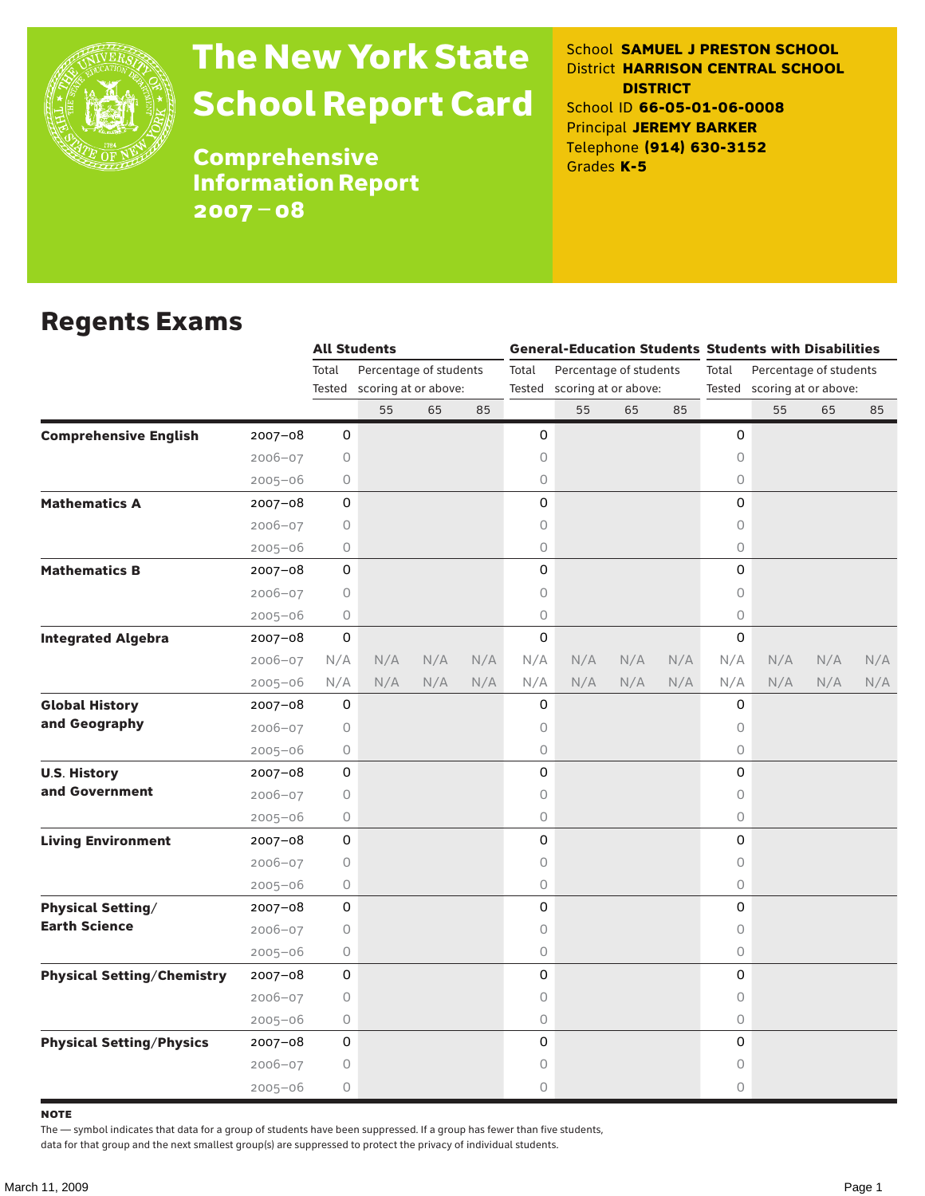# The New York State School Report Card

## Comprehensive Information Report 2007 – 08

School **SAMUEL J PRESTON SCHOOL**
District **HARRISON CENTRAL SCHOOL DISTRICT**
School ID **66-05-01-06-0008**
Principal **JEREMY BARKER**
Telephone **(914) 630-3152**
Grades **K-5**

## Regents Exams

| | | All Students | | | | General-Education Students | | | | Students with Disabilities | | | |
|---|---|---|---|---|---|---|---|---|---|---|---|---|---|
| | | Total Tested | Percentage of students scoring at or above: | | | Total Tested | Percentage of students scoring at or above: | | | Total Tested | Percentage of students scoring at or above: | | |
| | | | 55 | 65 | 85 | | 55 | 65 | 85 | | 55 | 65 | 85 |
| **Comprehensive English** | 2007–08 | 0 | | | | 0 | | | | 0 | | | |
| | 2006–07 | 0 | | | | 0 | | | | 0 | | | |
| | 2005–06 | 0 | | | | 0 | | | | 0 | | | |
| **Mathematics A** | 2007–08 | 0 | | | | 0 | | | | 0 | | | |
| | 2006–07 | 0 | | | | 0 | | | | 0 | | | |
| | 2005–06 | 0 | | | | 0 | | | | 0 | | | |
| **Mathematics B** | 2007–08 | 0 | | | | 0 | | | | 0 | | | |
| | 2006–07 | 0 | | | | 0 | | | | 0 | | | |
| | 2005–06 | 0 | | | | 0 | | | | 0 | | | |
| **Integrated Algebra** | 2007–08 | 0 | | | | 0 | | | | 0 | | | |
| | 2006–07 | N/A | N/A | N/A | N/A | N/A | N/A | N/A | N/A | N/A | N/A | N/A | N/A |
| | 2005–06 | N/A | N/A | N/A | N/A | N/A | N/A | N/A | N/A | N/A | N/A | N/A | N/A |
| **Global History and Geography** | 2007–08 | 0 | | | | 0 | | | | 0 | | | |
| | 2006–07 | 0 | | | | 0 | | | | 0 | | | |
| | 2005–06 | 0 | | | | 0 | | | | 0 | | | |
| **U.S. History and Government** | 2007–08 | 0 | | | | 0 | | | | 0 | | | |
| | 2006–07 | 0 | | | | 0 | | | | 0 | | | |
| | 2005–06 | 0 | | | | 0 | | | | 0 | | | |
| **Living Environment** | 2007–08 | 0 | | | | 0 | | | | 0 | | | |
| | 2006–07 | 0 | | | | 0 | | | | 0 | | | |
| | 2005–06 | 0 | | | | 0 | | | | 0 | | | |
| **Physical Setting/ Earth Science** | 2007–08 | 0 | | | | 0 | | | | 0 | | | |
| | 2006–07 | 0 | | | | 0 | | | | 0 | | | |
| | 2005–06 | 0 | | | | 0 | | | | 0 | | | |
| **Physical Setting/Chemistry** | 2007–08 | 0 | | | | 0 | | | | 0 | | | |
| | 2006–07 | 0 | | | | 0 | | | | 0 | | | |
| | 2005–06 | 0 | | | | 0 | | | | 0 | | | |
| **Physical Setting/Physics** | 2007–08 | 0 | | | | 0 | | | | 0 | | | |
| | 2006–07 | 0 | | | | 0 | | | | 0 | | | |
| | 2005–06 | 0 | | | | 0 | | | | 0 | | | |

**NOTE**

The — symbol indicates that data for a group of students have been suppressed. If a group has fewer than five students, data for that group and the next smallest group(s) are suppressed to protect the privacy of individual students.

March 11, 2009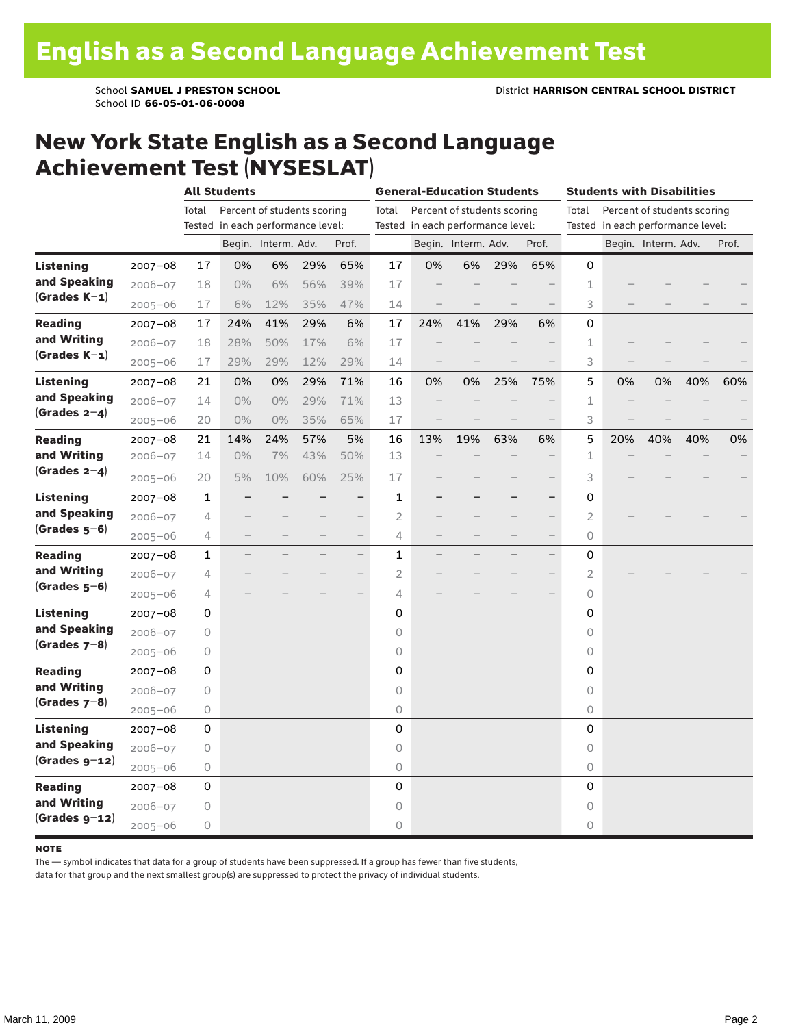# English as a Second Language Achievement Test

School **SAMUEL J PRESTON SCHOOL**
School ID **66-05-01-06-0008**

District **HARRISON CENTRAL SCHOOL DISTRICT**

## New York State English as a Second Language Achievement Test (NYSESLAT)

| | | **All Students** | | | | | **General-Education Students** | | | | | **Students with Disabilities** | | | | |
|---|---|---|---|---|---|---|---|---|---|---|---|---|---|---|---|---|
| | | Total Tested | Percent of students scoring in each performance level: | | | | Total Tested | Percent of students scoring in each performance level: | | | | Total Tested | Percent of students scoring in each performance level: | | | |
| | | | Begin. | Interm. | Adv. | Prof. | | Begin. | Interm. | Adv. | Prof. | | Begin. | Interm. | Adv. | Prof. |
| **Listening and Speaking (Grades K–1)** | 2007–08 | 17 | 0% | 6% | 29% | 65% | 17 | 0% | 6% | 29% | 65% | 0 | | | | |
| | 2006–07 | 18 | 0% | 6% | 56% | 39% | 17 | – | – | – | – | 1 | – | – | – | – |
| | 2005–06 | 17 | 6% | 12% | 35% | 47% | 14 | – | – | – | – | 3 | – | – | – | – |
| **Reading and Writing (Grades K–1)** | 2007–08 | 17 | 24% | 41% | 29% | 6% | 17 | 24% | 41% | 29% | 6% | 0 | | | | |
| | 2006–07 | 18 | 28% | 50% | 17% | 6% | 17 | – | – | – | – | 1 | – | – | – | – |
| | 2005–06 | 17 | 29% | 29% | 12% | 29% | 14 | – | – | – | – | 3 | – | – | – | – |
| **Listening and Speaking (Grades 2–4)** | 2007–08 | 21 | 0% | 0% | 29% | 71% | 16 | 0% | 0% | 25% | 75% | 5 | 0% | 0% | 40% | 60% |
| | 2006–07 | 14 | 0% | 0% | 29% | 71% | 13 | – | – | – | – | 1 | – | – | – | – |
| | 2005–06 | 20 | 0% | 0% | 35% | 65% | 17 | – | – | – | – | 3 | – | – | – | – |
| **Reading and Writing (Grades 2–4)** | 2007–08 | 21 | 14% | 24% | 57% | 5% | 16 | 13% | 19% | 63% | 6% | 5 | 20% | 40% | 40% | 0% |
| | 2006–07 | 14 | 0% | 7% | 43% | 50% | 13 | – | – | – | – | 1 | – | – | – | – |
| | 2005–06 | 20 | 5% | 10% | 60% | 25% | 17 | – | – | – | – | 3 | – | – | – | – |
| **Listening and Speaking (Grades 5–6)** | 2007–08 | 1 | – | – | – | – | 1 | – | – | – | – | 0 | | | | |
| | 2006–07 | 4 | – | – | – | – | 2 | – | – | – | – | 2 | – | – | – | – |
| | 2005–06 | 4 | – | – | – | – | 4 | – | – | – | – | 0 | | | | |
| **Reading and Writing (Grades 5–6)** | 2007–08 | 1 | – | – | – | – | 1 | – | – | – | – | 0 | | | | |
| | 2006–07 | 4 | – | – | – | – | 2 | – | – | – | – | 2 | – | – | – | – |
| | 2005–06 | 4 | – | – | – | – | 4 | – | – | – | – | 0 | | | | |
| **Listening and Speaking (Grades 7–8)** | 2007–08 | 0 | | | | | 0 | | | | | 0 | | | | |
| | 2006–07 | 0 | | | | | 0 | | | | | 0 | | | | |
| | 2005–06 | 0 | | | | | 0 | | | | | 0 | | | | |
| **Reading and Writing (Grades 7–8)** | 2007–08 | 0 | | | | | 0 | | | | | 0 | | | | |
| | 2006–07 | 0 | | | | | 0 | | | | | 0 | | | | |
| | 2005–06 | 0 | | | | | 0 | | | | | 0 | | | | |
| **Listening and Speaking (Grades 9–12)** | 2007–08 | 0 | | | | | 0 | | | | | 0 | | | | |
| | 2006–07 | 0 | | | | | 0 | | | | | 0 | | | | |
| | 2005–06 | 0 | | | | | 0 | | | | | 0 | | | | |
| **Reading and Writing (Grades 9–12)** | 2007–08 | 0 | | | | | 0 | | | | | 0 | | | | |
| | 2006–07 | 0 | | | | | 0 | | | | | 0 | | | | |
| | 2005–06 | 0 | | | | | 0 | | | | | 0 | | | | |

**NOTE**

The — symbol indicates that data for a group of students have been suppressed. If a group has fewer than five students, data for that group and the next smallest group(s) are suppressed to protect the privacy of individual students.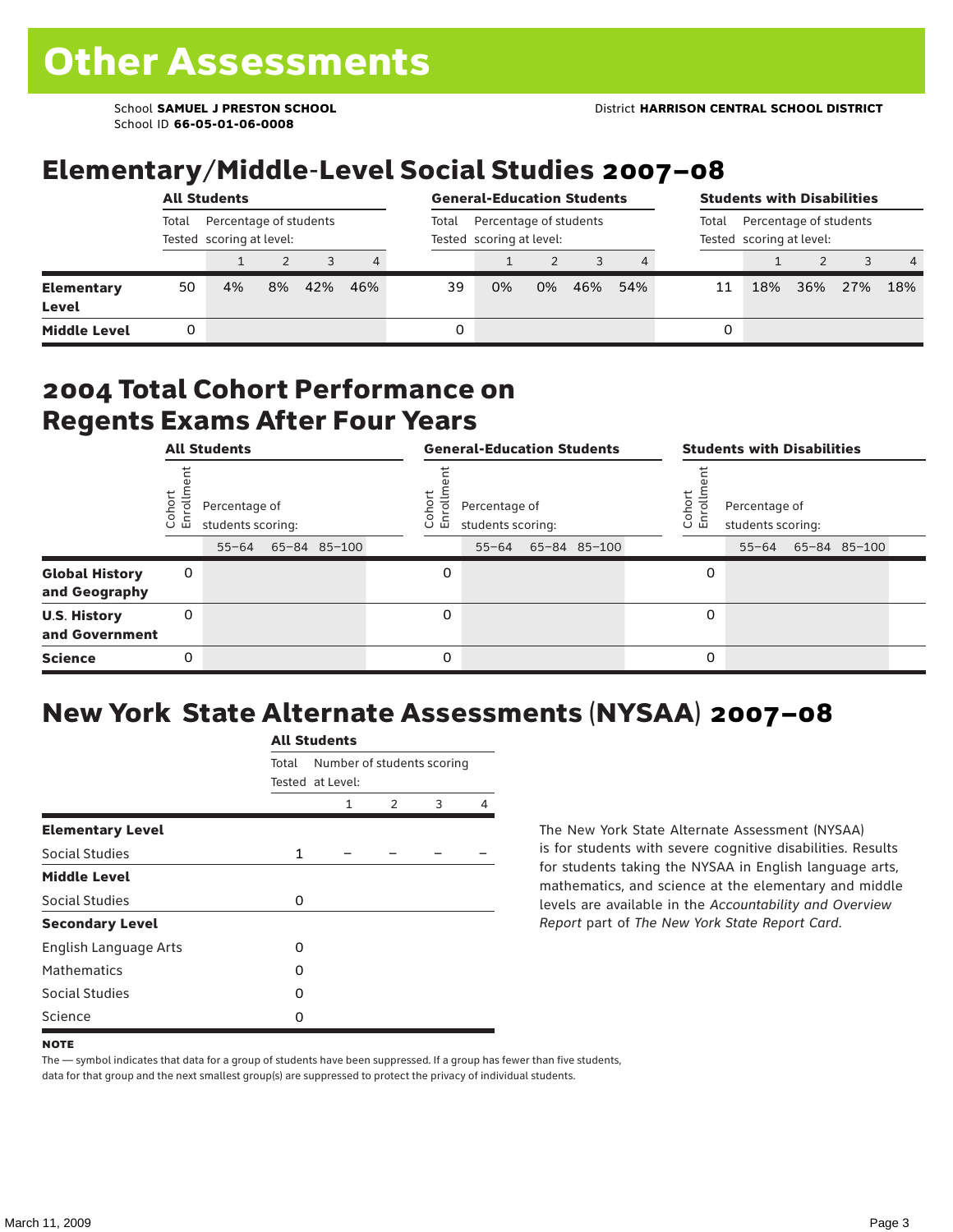# Other Assessments

School **SAMUEL J PRESTON SCHOOL** District **HARRISON CENTRAL SCHOOL DISTRICT**
School ID **66-05-01-06-0008**

## Elementary/Middle-Level Social Studies 2007–08

| | All Students | | | | | General-Education Students | | | | | Students with Disabilities | | | | |
|---|---|---|---|---|---|---|---|---|---|---|---|---|---|---|---|
| | Total Tested | Percentage of students scoring at level: | | | | Total Tested | Percentage of students scoring at level: | | | | Total Tested | Percentage of students scoring at level: | | | |
| | | 1 | 2 | 3 | 4 | | 1 | 2 | 3 | 4 | | 1 | 2 | 3 | 4 |
| **Elementary Level** | 50 | 4% | 8% | 42% | 46% | 39 | 0% | 0% | 46% | 54% | 11 | 18% | 36% | 27% | 18% |
| **Middle Level** | 0 | | | | | 0 | | | | | 0 | | | | |

## 2004 Total Cohort Performance on Regents Exams After Four Years

| | All Students | | | | General-Education Students | | | | Students with Disabilities | | | |
|---|---|---|---|---|---|---|---|---|---|---|---|---|
| | Cohort Enrollment | Percentage of students scoring: | | | Cohort Enrollment | Percentage of students scoring: | | | Cohort Enrollment | Percentage of students scoring: | | |
| | | 55–64 | 65–84 | 85–100 | | 55–64 | 65–84 | 85–100 | | 55–64 | 65–84 | 85–100 |
| **Global History and Geography** | 0 | | | | 0 | | | | 0 | | | |
| **U.S. History and Government** | 0 | | | | 0 | | | | 0 | | | |
| **Science** | 0 | | | | 0 | | | | 0 | | | |

## New York State Alternate Assessments (NYSAA) 2007–08

| | All Students | | | | |
|---|---|---|---|---|---|
| | Total Tested | Number of students scoring at Level: | | | |
| | | 1 | 2 | 3 | 4 |
| **Elementary Level** | | | | | |
| Social Studies | 1 | – | – | – | – |
| **Middle Level** | | | | | |
| Social Studies | 0 | | | | |
| **Secondary Level** | | | | | |
| English Language Arts | 0 | | | | |
| Mathematics | 0 | | | | |
| Social Studies | 0 | | | | |
| Science | 0 | | | | |

The New York State Alternate Assessment (NYSAA) is for students with severe cognitive disabilities. Results for students taking the NYSAA in English language arts, mathematics, and science at the elementary and middle levels are available in the *Accountability and Overview Report* part of *The New York State Report Card*.

**NOTE**

The — symbol indicates that data for a group of students have been suppressed. If a group has fewer than five students, data for that group and the next smallest group(s) are suppressed to protect the privacy of individual students.

March 11, 2009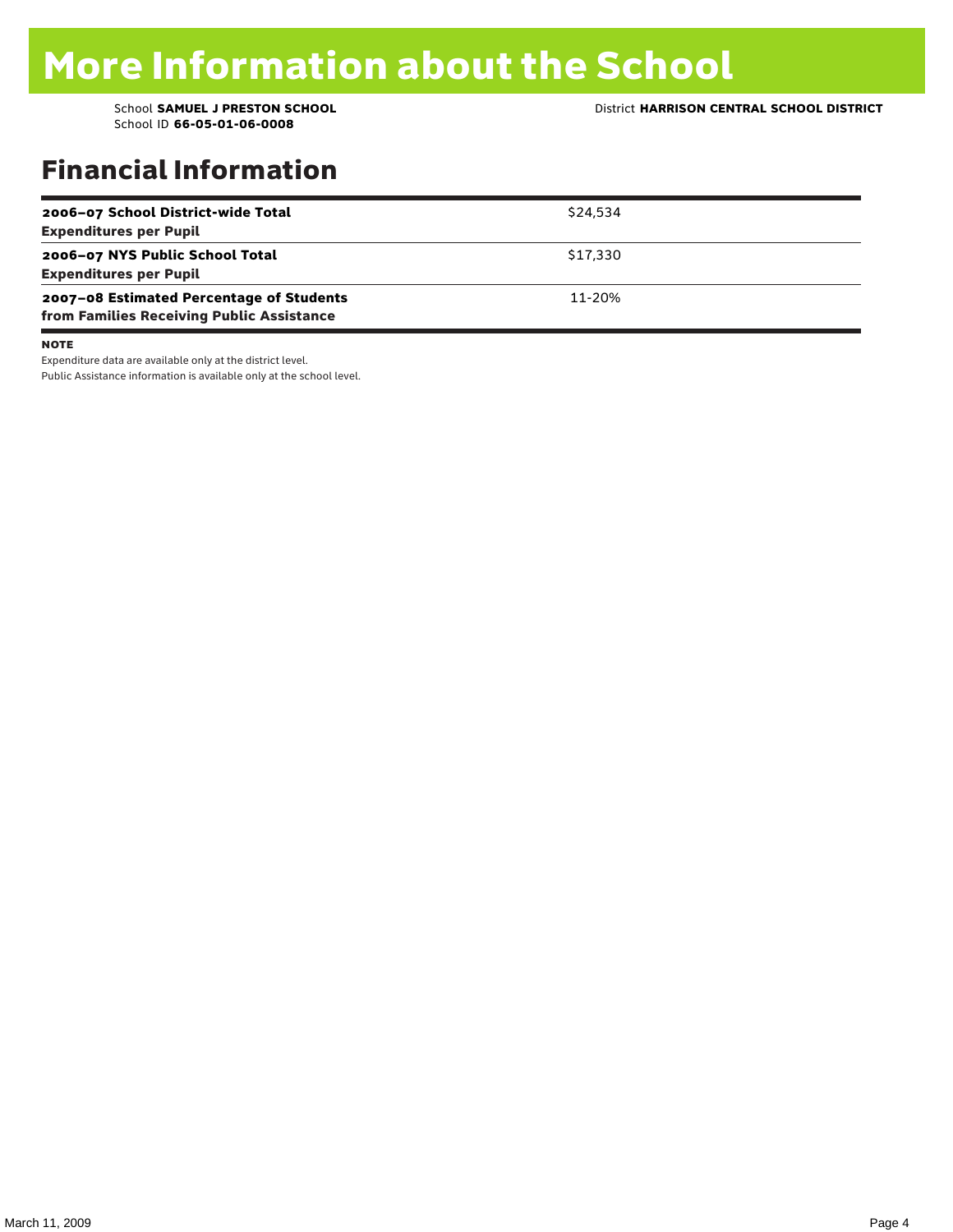# More Information about the School

School **SAMUEL J PRESTON SCHOOL**
School ID **66-05-01-06-0008**

District **HARRISON CENTRAL SCHOOL DISTRICT**

## Financial Information

| | |
|---|---|
| **2006–07 School District-wide Total Expenditures per Pupil** | $24,534 |
| **2006–07 NYS Public School Total Expenditures per Pupil** | $17,330 |
| **2007–08 Estimated Percentage of Students from Families Receiving Public Assistance** | 11-20% |

**NOTE**

Expenditure data are available only at the district level.

Public Assistance information is available only at the school level.